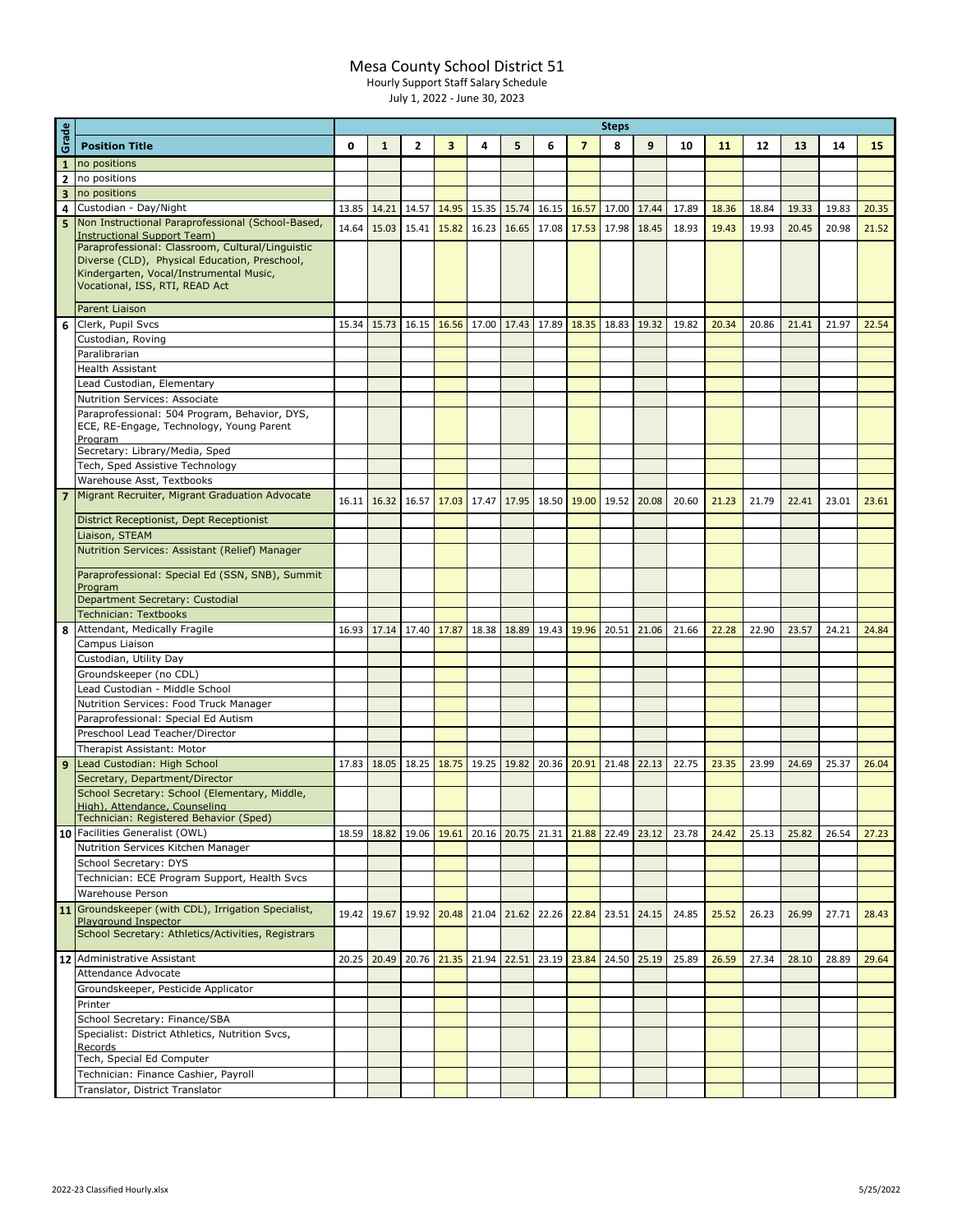# Mesa County School District 51

Hourly Support Staff Salary Schedule

July 1, 2022 - June 30, 2023

| Grade | Position Title | Steps 0 | 1 | 2 | 3 | 4 | 5 | 6 | 7 | 8 | 9 | 10 | 11 | 12 | 13 | 14 | 15 |
|---|---|---|---|---|---|---|---|---|---|---|---|---|---|---|---|---|---|
| 1 | no positions | | | | | | | | | | | | | | | | |
| 2 | no positions | | | | | | | | | | | | | | | | |
| 3 | no positions | | | | | | | | | | | | | | | | |
| 4 | Custodian - Day/Night | 13.85 | 14.21 | 14.57 | 14.95 | 15.35 | 15.74 | 16.15 | 16.57 | 17.00 | 17.44 | 17.89 | 18.36 | 18.84 | 19.33 | 19.83 | 20.35 |
| 5 | Non Instructional Paraprofessional (School-Based, Instructional Support Team) | 14.64 | 15.03 | 15.41 | 15.82 | 16.23 | 16.65 | 17.08 | 17.53 | 17.98 | 18.45 | 18.93 | 19.43 | 19.93 | 20.45 | 20.98 | 21.52 |
| | Paraprofessional: Classroom, Cultural/Linguistic Diverse (CLD), Physical Education, Preschool, Kindergarten, Vocal/Instrumental Music, Vocational, ISS, RTI, READ Act | | | | | | | | | | | | | | | | |
| | Parent Liaison | | | | | | | | | | | | | | | | |
| 6 | Clerk, Pupil Svcs | 15.34 | 15.73 | 16.15 | 16.56 | 17.00 | 17.43 | 17.89 | 18.35 | 18.83 | 19.32 | 19.82 | 20.34 | 20.86 | 21.41 | 21.97 | 22.54 |
| | Custodian, Roving | | | | | | | | | | | | | | | | |
| | Paralibrarian | | | | | | | | | | | | | | | | |
| | Health Assistant | | | | | | | | | | | | | | | | |
| | Lead Custodian, Elementary | | | | | | | | | | | | | | | | |
| | Nutrition Services: Associate | | | | | | | | | | | | | | | | |
| | Paraprofessional: 504 Program, Behavior, DYS, ECE, RE-Engage, Technology, Young Parent Program | | | | | | | | | | | | | | | | |
| | Secretary: Library/Media, Sped | | | | | | | | | | | | | | | | |
| | Tech, Sped Assistive Technology | | | | | | | | | | | | | | | | |
| | Warehouse Asst, Textbooks | | | | | | | | | | | | | | | | |
| 7 | Migrant Recruiter, Migrant Graduation Advocate | 16.11 | 16.32 | 16.57 | 17.03 | 17.47 | 17.95 | 18.50 | 19.00 | 19.52 | 20.08 | 20.60 | 21.23 | 21.79 | 22.41 | 23.01 | 23.61 |
| | District Receptionist, Dept Receptionist | | | | | | | | | | | | | | | | |
| | Liaison, STEAM | | | | | | | | | | | | | | | | |
| | Nutrition Services: Assistant (Relief) Manager | | | | | | | | | | | | | | | | |
| | Paraprofessional: Special Ed (SSN, SNB), Summit Program | | | | | | | | | | | | | | | | |
| | Department Secretary: Custodial | | | | | | | | | | | | | | | | |
| | Technician: Textbooks | | | | | | | | | | | | | | | | |
| 8 | Attendant, Medically Fragile | 16.93 | 17.14 | 17.40 | 17.87 | 18.38 | 18.89 | 19.43 | 19.96 | 20.51 | 21.06 | 21.66 | 22.28 | 22.90 | 23.57 | 24.21 | 24.84 |
| | Campus Liaison | | | | | | | | | | | | | | | | |
| | Custodian, Utility Day | | | | | | | | | | | | | | | | |
| | Groundskeeper (no CDL) | | | | | | | | | | | | | | | | |
| | Lead Custodian - Middle School | | | | | | | | | | | | | | | | |
| | Nutrition Services: Food Truck Manager | | | | | | | | | | | | | | | | |
| | Paraprofessional: Special Ed Autism | | | | | | | | | | | | | | | | |
| | Preschool Lead Teacher/Director | | | | | | | | | | | | | | | | |
| | Therapist Assistant: Motor | | | | | | | | | | | | | | | | |
| 9 | Lead Custodian: High School | 17.83 | 18.05 | 18.25 | 18.75 | 19.25 | 19.82 | 20.36 | 20.91 | 21.48 | 22.13 | 22.75 | 23.35 | 23.99 | 24.69 | 25.37 | 26.04 |
| | Secretary, Department/Director | | | | | | | | | | | | | | | | |
| | School Secretary: School (Elementary, Middle, High), Attendance, Counseling | | | | | | | | | | | | | | | | |
| | Technician: Registered Behavior (Sped) | | | | | | | | | | | | | | | | |
| 10 | Facilities Generalist (OWL) | 18.59 | 18.82 | 19.06 | 19.61 | 20.16 | 20.75 | 21.31 | 21.88 | 22.49 | 23.12 | 23.78 | 24.42 | 25.13 | 25.82 | 26.54 | 27.23 |
| | Nutrition Services Kitchen Manager | | | | | | | | | | | | | | | | |
| | School Secretary: DYS | | | | | | | | | | | | | | | | |
| | Technician: ECE Program Support, Health Svcs | | | | | | | | | | | | | | | | |
| | Warehouse Person | | | | | | | | | | | | | | | | |
| 11 | Groundskeeper (with CDL), Irrigation Specialist, Playground Inspector | 19.42 | 19.67 | 19.92 | 20.48 | 21.04 | 21.62 | 22.26 | 22.84 | 23.51 | 24.15 | 24.85 | 25.52 | 26.23 | 26.99 | 27.71 | 28.43 |
| | School Secretary: Athletics/Activities, Registrars | | | | | | | | | | | | | | | | |
| 12 | Administrative Assistant | 20.25 | 20.49 | 20.76 | 21.35 | 21.94 | 22.51 | 23.19 | 23.84 | 24.50 | 25.19 | 25.89 | 26.59 | 27.34 | 28.10 | 28.89 | 29.64 |
| | Attendance Advocate | | | | | | | | | | | | | | | | |
| | Groundskeeper, Pesticide Applicator | | | | | | | | | | | | | | | | |
| | Printer | | | | | | | | | | | | | | | | |
| | School Secretary: Finance/SBA | | | | | | | | | | | | | | | | |
| | Specialist: District Athletics, Nutrition Svcs, Records | | | | | | | | | | | | | | | | |
| | Tech, Special Ed Computer | | | | | | | | | | | | | | | | |
| | Technician: Finance Cashier, Payroll | | | | | | | | | | | | | | | | |
| | Translator, District Translator | | | | | | | | | | | | | | | | |

2022-23 Classified Hourly.xlsx 5/25/2022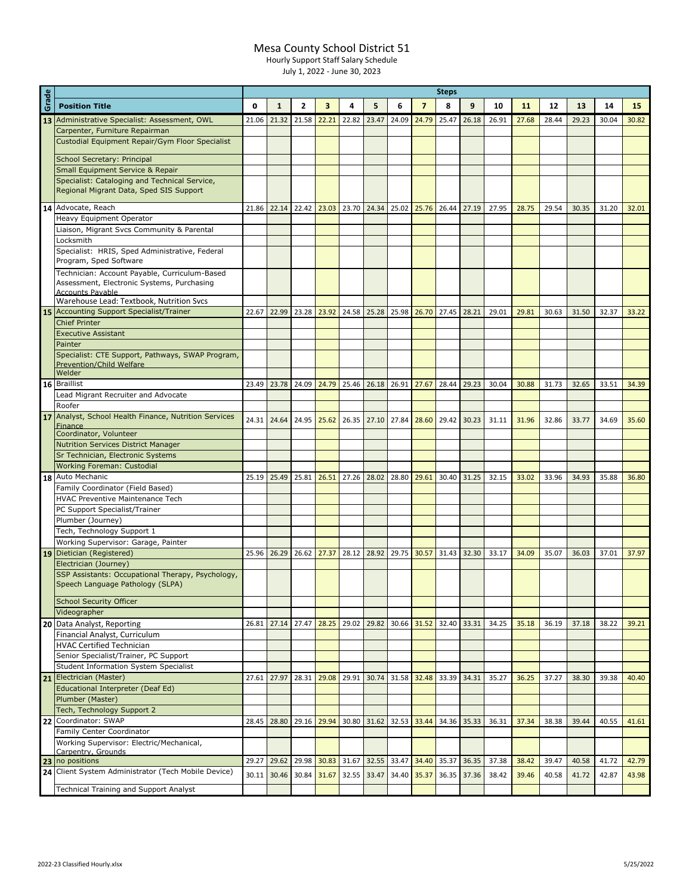# Mesa County School District 51

Hourly Support Staff Salary Schedule

July 1, 2022 - June 30, 2023

| Grade | Position Title | 0 | 1 | 2 | 3 | 4 | 5 | 6 | 7 | 8 | 9 | 10 | 11 | 12 | 13 | 14 | 15 |
|---|---|---|---|---|---|---|---|---|---|---|---|---|---|---|---|---|---|
| 13 | Administrative Specialist: Assessment, OWL | 21.06 | 21.32 | 21.58 | 22.21 | 22.82 | 23.47 | 24.09 | 24.79 | 25.47 | 26.18 | 26.91 | 27.68 | 28.44 | 29.23 | 30.04 | 30.82 |
| | Carpenter, Furniture Repairman | | | | | | | | | | | | | | | | |
| | Custodial Equipment Repair/Gym Floor Specialist | | | | | | | | | | | | | | | | |
| | School Secretary: Principal | | | | | | | | | | | | | | | | |
| | Small Equipment Service & Repair | | | | | | | | | | | | | | | | |
| | Specialist: Cataloging and Technical Service, Regional Migrant Data, Sped SIS Support | | | | | | | | | | | | | | | | |
| 14 | Advocate, Reach | 21.86 | 22.14 | 22.42 | 23.03 | 23.70 | 24.34 | 25.02 | 25.76 | 26.44 | 27.19 | 27.95 | 28.75 | 29.54 | 30.35 | 31.20 | 32.01 |
| | Heavy Equipment Operator | | | | | | | | | | | | | | | | |
| | Liaison, Migrant Svcs Community & Parental | | | | | | | | | | | | | | | | |
| | Locksmith | | | | | | | | | | | | | | | | |
| | Specialist: HRIS, Sped Administrative, Federal Program, Sped Software | | | | | | | | | | | | | | | | |
| | Technician: Account Payable, Curriculum-Based Assessment, Electronic Systems, Purchasing Accounts Payable | | | | | | | | | | | | | | | | |
| | Warehouse Lead: Textbook, Nutrition Svcs | | | | | | | | | | | | | | | | |
| 15 | Accounting Support Specialist/Trainer | 22.67 | 22.99 | 23.28 | 23.92 | 24.58 | 25.28 | 25.98 | 26.70 | 27.45 | 28.21 | 29.01 | 29.81 | 30.63 | 31.50 | 32.37 | 33.22 |
| | Chief Printer | | | | | | | | | | | | | | | | |
| | Executive Assistant | | | | | | | | | | | | | | | | |
| | Painter | | | | | | | | | | | | | | | | |
| | Specialist: CTE Support, Pathways, SWAP Program, Prevention/Child Welfare | | | | | | | | | | | | | | | | |
| | Welder | | | | | | | | | | | | | | | | |
| 16 | Braillist | 23.49 | 23.78 | 24.09 | 24.79 | 25.46 | 26.18 | 26.91 | 27.67 | 28.44 | 29.23 | 30.04 | 30.88 | 31.73 | 32.65 | 33.51 | 34.39 |
| | Lead Migrant Recruiter and Advocate | | | | | | | | | | | | | | | | |
| | Roofer | | | | | | | | | | | | | | | | |
| 17 | Analyst, School Health Finance, Nutrition Services Finance | 24.31 | 24.64 | 24.95 | 25.62 | 26.35 | 27.10 | 27.84 | 28.60 | 29.42 | 30.23 | 31.11 | 31.96 | 32.86 | 33.77 | 34.69 | 35.60 |
| | Coordinator, Volunteer | | | | | | | | | | | | | | | | |
| | Nutrition Services District Manager | | | | | | | | | | | | | | | | |
| | Sr Technician, Electronic Systems | | | | | | | | | | | | | | | | |
| | Working Foreman: Custodial | | | | | | | | | | | | | | | | |
| 18 | Auto Mechanic | 25.19 | 25.49 | 25.81 | 26.51 | 27.26 | 28.02 | 28.80 | 29.61 | 30.40 | 31.25 | 32.15 | 33.02 | 33.96 | 34.93 | 35.88 | 36.80 |
| | Family Coordinator (Field Based) | | | | | | | | | | | | | | | | |
| | HVAC Preventive Maintenance Tech | | | | | | | | | | | | | | | | |
| | PC Support Specialist/Trainer | | | | | | | | | | | | | | | | |
| | Plumber (Journey) | | | | | | | | | | | | | | | | |
| | Tech, Technology Support 1 | | | | | | | | | | | | | | | | |
| | Working Supervisor: Garage, Painter | | | | | | | | | | | | | | | | |
| 19 | Dietician (Registered) | 25.96 | 26.29 | 26.62 | 27.37 | 28.12 | 28.92 | 29.75 | 30.57 | 31.43 | 32.30 | 33.17 | 34.09 | 35.07 | 36.03 | 37.01 | 37.97 |
| | Electrician (Journey) | | | | | | | | | | | | | | | | |
| | SSP Assistants: Occupational Therapy, Psychology, Speech Language Pathology (SLPA) | | | | | | | | | | | | | | | | |
| | School Security Officer | | | | | | | | | | | | | | | | |
| | Videographer | | | | | | | | | | | | | | | | |
| 20 | Data Analyst, Reporting | 26.81 | 27.14 | 27.47 | 28.25 | 29.02 | 29.82 | 30.66 | 31.52 | 32.40 | 33.31 | 34.25 | 35.18 | 36.19 | 37.18 | 38.22 | 39.21 |
| | Financial Analyst, Curriculum | | | | | | | | | | | | | | | | |
| | HVAC Certified Technician | | | | | | | | | | | | | | | | |
| | Senior Specialist/Trainer, PC Support | | | | | | | | | | | | | | | | |
| | Student Information System Specialist | | | | | | | | | | | | | | | | |
| 21 | Electrician (Master) | 27.61 | 27.97 | 28.31 | 29.08 | 29.91 | 30.74 | 31.58 | 32.48 | 33.39 | 34.31 | 35.27 | 36.25 | 37.27 | 38.30 | 39.38 | 40.40 |
| | Educational Interpreter (Deaf Ed) | | | | | | | | | | | | | | | | |
| | Plumber (Master) | | | | | | | | | | | | | | | | |
| | Tech, Technology Support 2 | | | | | | | | | | | | | | | | |
| 22 | Coordinator: SWAP | 28.45 | 28.80 | 29.16 | 29.94 | 30.80 | 31.62 | 32.53 | 33.44 | 34.36 | 35.33 | 36.31 | 37.34 | 38.38 | 39.44 | 40.55 | 41.61 |
| | Family Center Coordinator | | | | | | | | | | | | | | | | |
| | Working Supervisor: Electric/Mechanical, Carpentry, Grounds | | | | | | | | | | | | | | | | |
| 23 | no positions | 29.27 | 29.62 | 29.98 | 30.83 | 31.67 | 32.55 | 33.47 | 34.40 | 35.37 | 36.35 | 37.38 | 38.42 | 39.47 | 40.58 | 41.72 | 42.79 |
| 24 | Client System Administrator (Tech Mobile Device) | 30.11 | 30.46 | 30.84 | 31.67 | 32.55 | 33.47 | 34.40 | 35.37 | 36.35 | 37.36 | 38.42 | 39.46 | 40.58 | 41.72 | 42.87 | 43.98 |
| | Technical Training and Support Analyst | | | | | | | | | | | | | | | | |

2022-23 Classified Hourly.xlsx

5/25/2022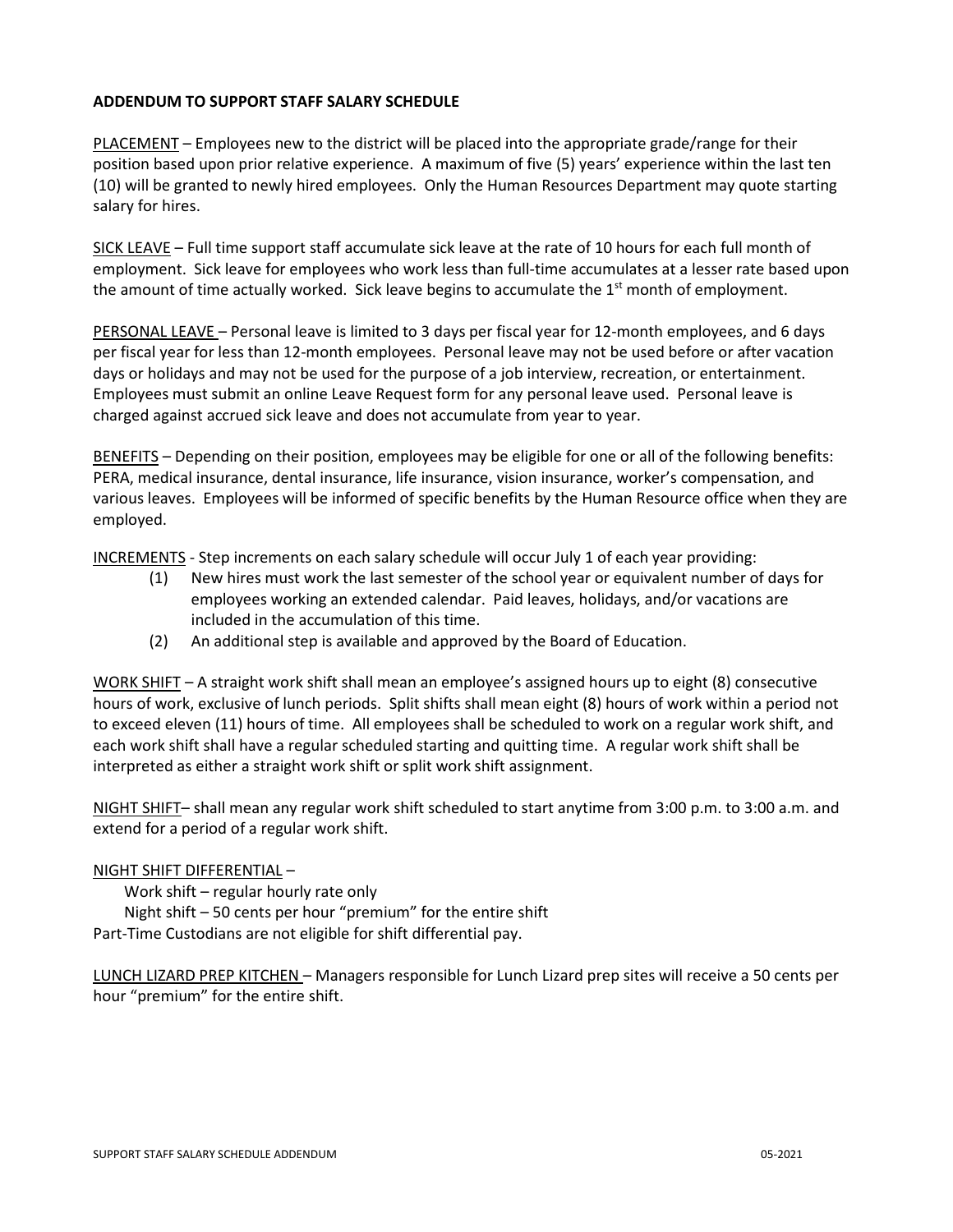**ADDENDUM TO SUPPORT STAFF SALARY SCHEDULE**

PLACEMENT – Employees new to the district will be placed into the appropriate grade/range for their position based upon prior relative experience. A maximum of five (5) years' experience within the last ten (10) will be granted to newly hired employees. Only the Human Resources Department may quote starting salary for hires.

SICK LEAVE – Full time support staff accumulate sick leave at the rate of 10 hours for each full month of employment. Sick leave for employees who work less than full-time accumulates at a lesser rate based upon the amount of time actually worked. Sick leave begins to accumulate the 1st month of employment.

PERSONAL LEAVE – Personal leave is limited to 3 days per fiscal year for 12-month employees, and 6 days per fiscal year for less than 12-month employees. Personal leave may not be used before or after vacation days or holidays and may not be used for the purpose of a job interview, recreation, or entertainment. Employees must submit an online Leave Request form for any personal leave used. Personal leave is charged against accrued sick leave and does not accumulate from year to year.

BENEFITS – Depending on their position, employees may be eligible for one or all of the following benefits: PERA, medical insurance, dental insurance, life insurance, vision insurance, worker's compensation, and various leaves. Employees will be informed of specific benefits by the Human Resource office when they are employed.

INCREMENTS - Step increments on each salary schedule will occur July 1 of each year providing:

(1) New hires must work the last semester of the school year or equivalent number of days for employees working an extended calendar. Paid leaves, holidays, and/or vacations are included in the accumulation of this time.
(2) An additional step is available and approved by the Board of Education.

WORK SHIFT – A straight work shift shall mean an employee's assigned hours up to eight (8) consecutive hours of work, exclusive of lunch periods. Split shifts shall mean eight (8) hours of work within a period not to exceed eleven (11) hours of time. All employees shall be scheduled to work on a regular work shift, and each work shift shall have a regular scheduled starting and quitting time. A regular work shift shall be interpreted as either a straight work shift or split work shift assignment.

NIGHT SHIFT– shall mean any regular work shift scheduled to start anytime from 3:00 p.m. to 3:00 a.m. and extend for a period of a regular work shift.

NIGHT SHIFT DIFFERENTIAL –

Work shift – regular hourly rate only
Night shift – 50 cents per hour "premium" for the entire shift
Part-Time Custodians are not eligible for shift differential pay.

LUNCH LIZARD PREP KITCHEN – Managers responsible for Lunch Lizard prep sites will receive a 50 cents per hour "premium" for the entire shift.